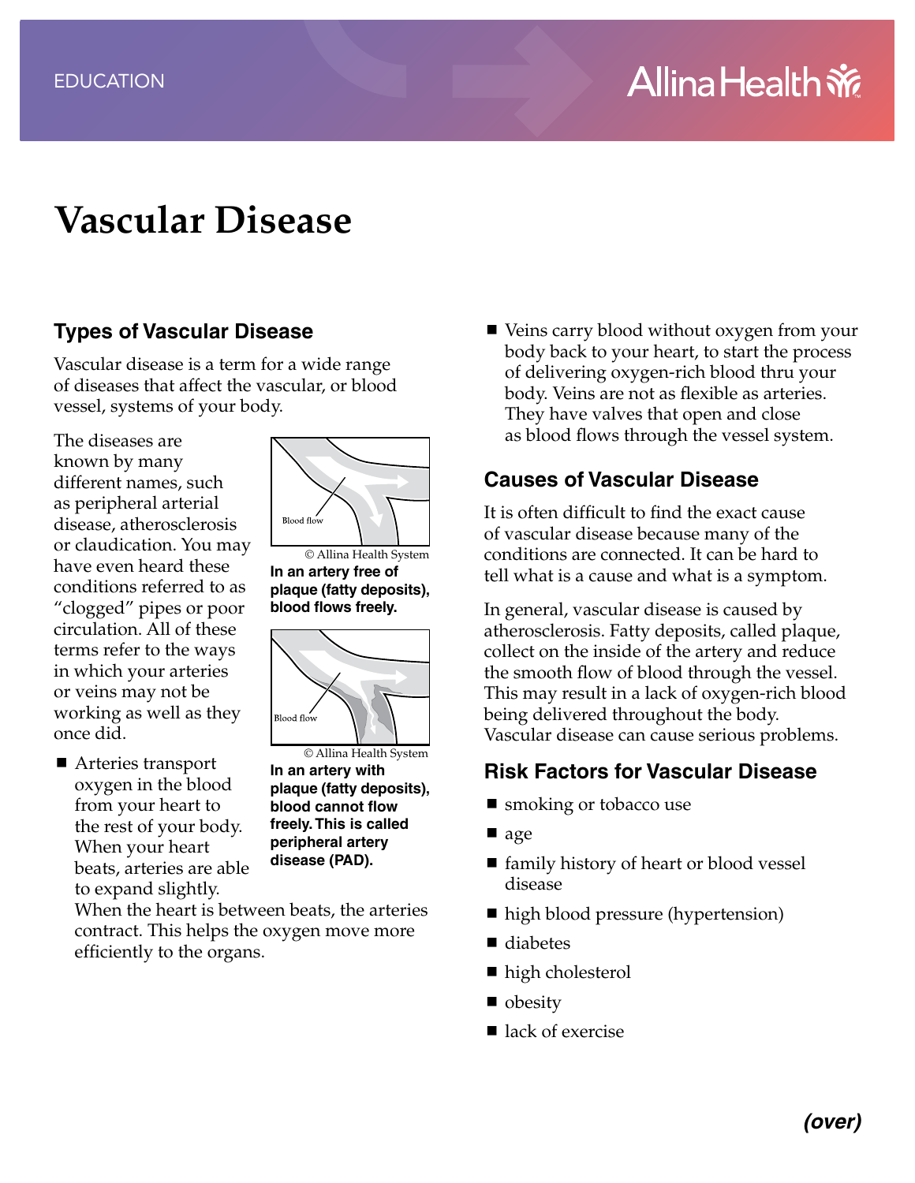EDUCATION

Allina Health

# Vascular Disease

## Types of Vascular Disease

Vascular disease is a term for a wide range of diseases that affect the vascular, or blood vessel, systems of your body.

The diseases are known by many different names, such as peripheral arterial disease, atherosclerosis or claudication. You may have even heard these conditions referred to as "clogged" pipes or poor circulation. All of these terms refer to the ways in which your arteries or veins may not be working as well as they once did.

Blood flow

© Allina Health System

**In an artery free of plaque (fatty deposits), blood flows freely.**

Blood flow

© Allina Health System

**In an artery with plaque (fatty deposits), blood cannot flow freely. This is called peripheral artery disease (PAD).**

- Arteries transport oxygen in the blood from your heart to the rest of your body. When your heart beats, arteries are able to expand slightly. When the heart is between beats, the arteries contract. This helps the oxygen move more efficiently to the organs.
- Veins carry blood without oxygen from your body back to your heart, to start the process of delivering oxygen-rich blood thru your body. Veins are not as flexible as arteries. They have valves that open and close as blood flows through the vessel system.

## Causes of Vascular Disease

It is often difficult to find the exact cause of vascular disease because many of the conditions are connected. It can be hard to tell what is a cause and what is a symptom.

In general, vascular disease is caused by atherosclerosis. Fatty deposits, called plaque, collect on the inside of the artery and reduce the smooth flow of blood through the vessel. This may result in a lack of oxygen-rich blood being delivered throughout the body. Vascular disease can cause serious problems.

## Risk Factors for Vascular Disease

- smoking or tobacco use
- age
- family history of heart or blood vessel disease
- high blood pressure (hypertension)
- diabetes
- high cholesterol
- obesity
- lack of exercise

***(over)***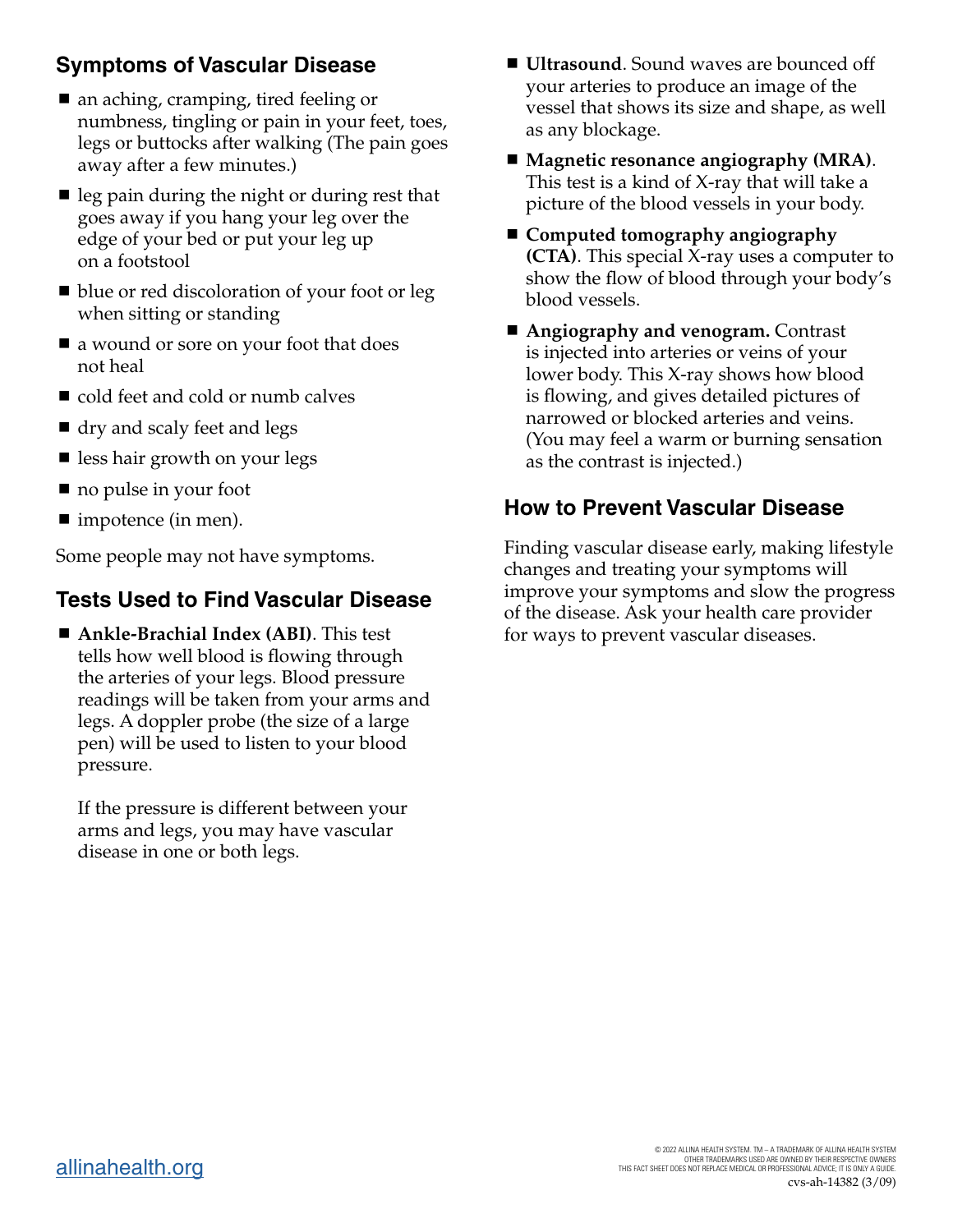## Symptoms of Vascular Disease

- an aching, cramping, tired feeling or numbness, tingling or pain in your feet, toes, legs or buttocks after walking (The pain goes away after a few minutes.)
- leg pain during the night or during rest that goes away if you hang your leg over the edge of your bed or put your leg up on a footstool
- blue or red discoloration of your foot or leg when sitting or standing
- a wound or sore on your foot that does not heal
- cold feet and cold or numb calves
- dry and scaly feet and legs
- less hair growth on your legs
- no pulse in your foot
- impotence (in men).

Some people may not have symptoms.

## Tests Used to Find Vascular Disease

- **Ankle-Brachial Index (ABI)**. This test tells how well blood is flowing through the arteries of your legs. Blood pressure readings will be taken from your arms and legs. A doppler probe (the size of a large pen) will be used to listen to your blood pressure.

  If the pressure is different between your arms and legs, you may have vascular disease in one or both legs.
- **Ultrasound**. Sound waves are bounced off your arteries to produce an image of the vessel that shows its size and shape, as well as any blockage.
- **Magnetic resonance angiography (MRA)**. This test is a kind of X-ray that will take a picture of the blood vessels in your body.
- **Computed tomography angiography (CTA)**. This special X-ray uses a computer to show the flow of blood through your body's blood vessels.
- **Angiography and venogram.** Contrast is injected into arteries or veins of your lower body. This X-ray shows how blood is flowing, and gives detailed pictures of narrowed or blocked arteries and veins. (You may feel a warm or burning sensation as the contrast is injected.)

## How to Prevent Vascular Disease

Finding vascular disease early, making lifestyle changes and treating your symptoms will improve your symptoms and slow the progress of the disease. Ask your health care provider for ways to prevent vascular diseases.

allinahealth.org

© 2022 ALLINA HEALTH SYSTEM. TM – A TRADEMARK OF ALLINA HEALTH SYSTEM
OTHER TRADEMARKS USED ARE OWNED BY THEIR RESPECTIVE OWNERS
THIS FACT SHEET DOES NOT REPLACE MEDICAL OR PROFESSIONAL ADVICE; IT IS ONLY A GUIDE.
cvs-ah-14382 (3/09)